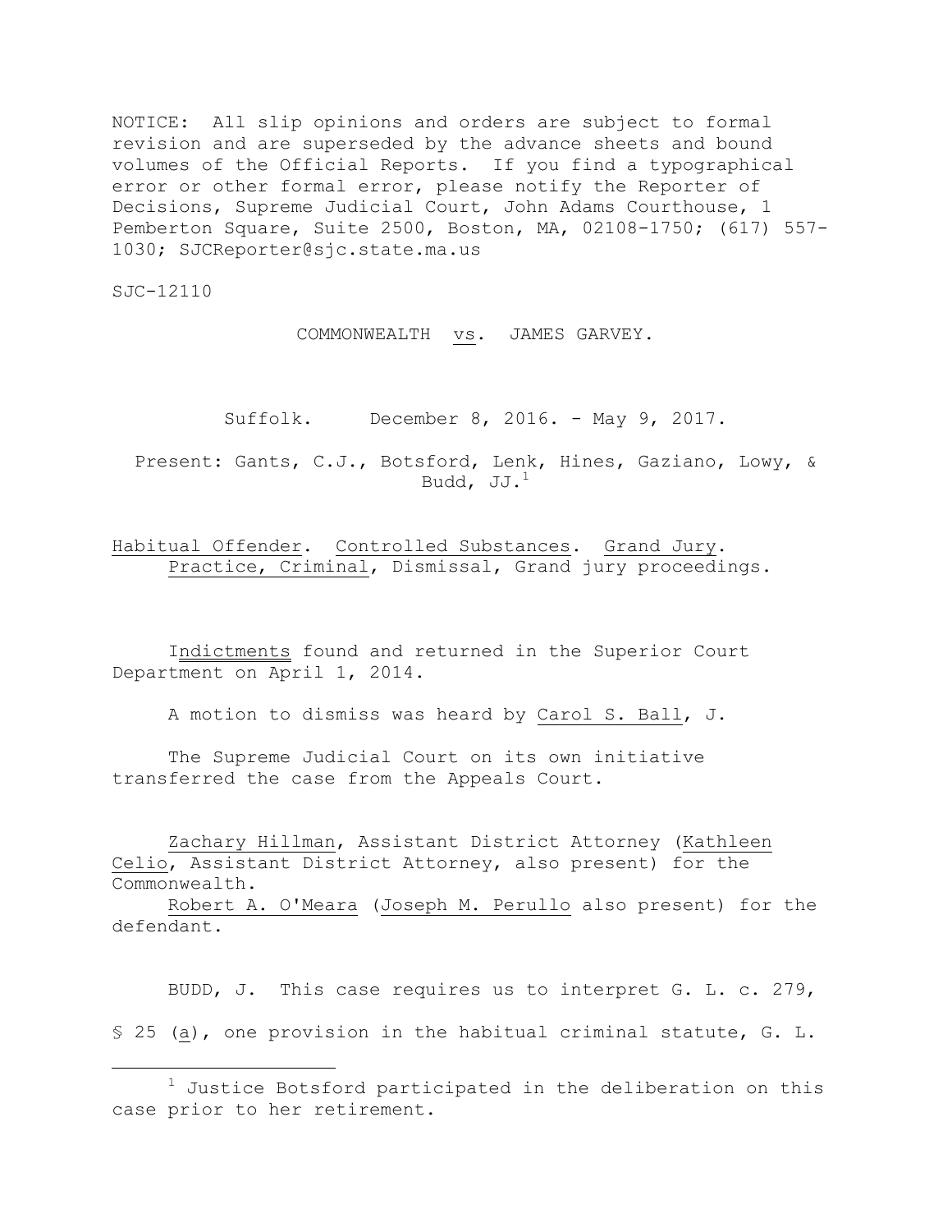NOTICE: All slip opinions and orders are subject to formal revision and are superseded by the advance sheets and bound volumes of the Official Reports. If you find a typographical error or other formal error, please notify the Reporter of Decisions, Supreme Judicial Court, John Adams Courthouse, 1 Pemberton Square, Suite 2500, Boston, MA, 02108-1750; (617) 557-1030; SJCReporter@sjc.state.ma.us

SJC-12110

COMMONWEALTH vs. JAMES GARVEY.

Suffolk. December 8, 2016. - May 9, 2017.

Present: Gants, C.J., Botsford, Lenk, Hines, Gaziano, Lowy, & Budd, JJ.[1]

Habitual Offender. Controlled Substances. Grand Jury. Practice, Criminal, Dismissal, Grand jury proceedings.

Indictments found and returned in the Superior Court Department on April 1, 2014.

A motion to dismiss was heard by Carol S. Ball, J.

The Supreme Judicial Court on its own initiative transferred the case from the Appeals Court.

Zachary Hillman, Assistant District Attorney (Kathleen Celio, Assistant District Attorney, also present) for the Commonwealth.

Robert A. O'Meara (Joseph M. Perullo also present) for the defendant.

BUDD, J. This case requires us to interpret G. L. c. 279, § 25 (a), one provision in the habitual criminal statute, G. L.

[1] Justice Botsford participated in the deliberation on this case prior to her retirement.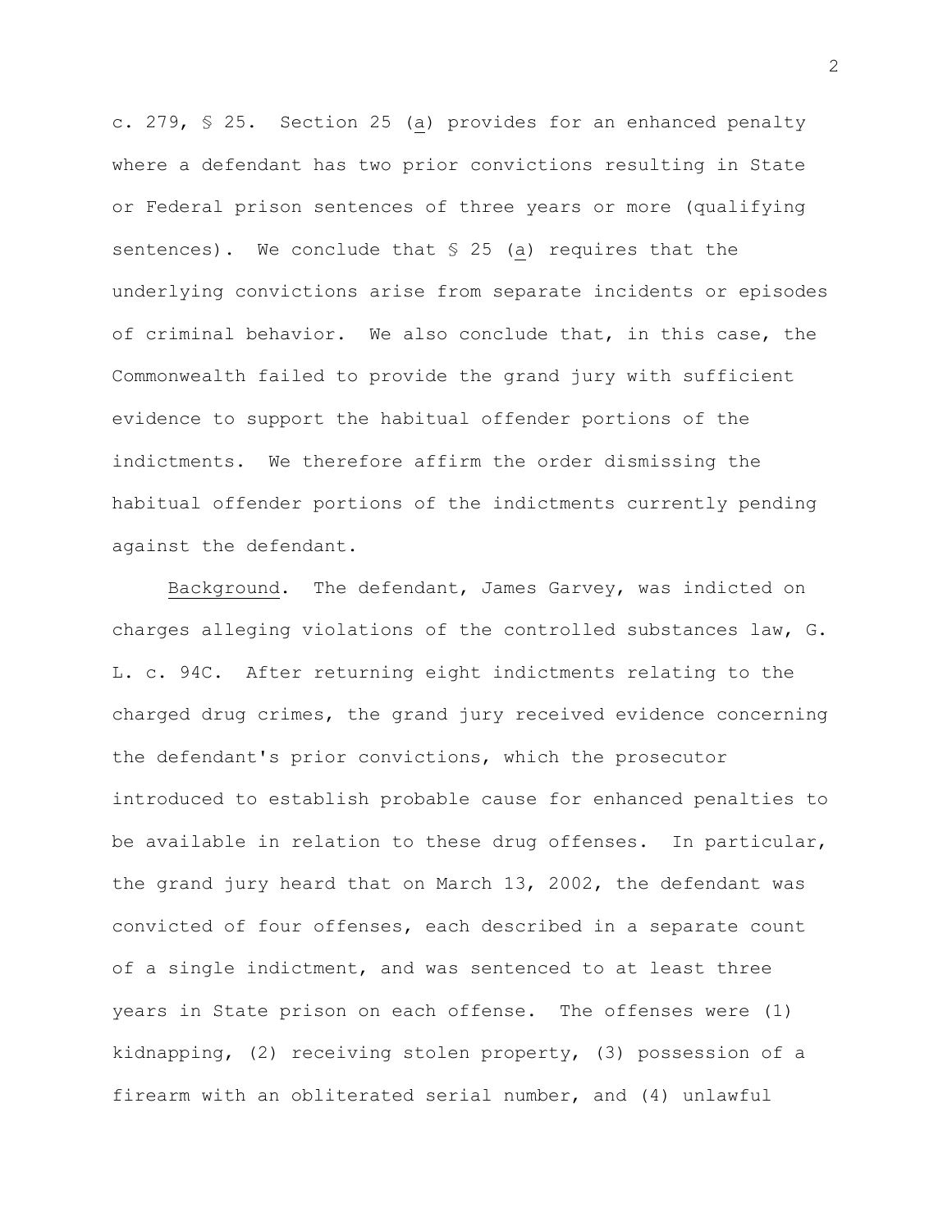c. 279, § 25. Section 25 (a) provides for an enhanced penalty where a defendant has two prior convictions resulting in State or Federal prison sentences of three years or more (qualifying sentences). We conclude that § 25 (a) requires that the underlying convictions arise from separate incidents or episodes of criminal behavior. We also conclude that, in this case, the Commonwealth failed to provide the grand jury with sufficient evidence to support the habitual offender portions of the indictments. We therefore affirm the order dismissing the habitual offender portions of the indictments currently pending against the defendant.

Background. The defendant, James Garvey, was indicted on charges alleging violations of the controlled substances law, G. L. c. 94C. After returning eight indictments relating to the charged drug crimes, the grand jury received evidence concerning the defendant's prior convictions, which the prosecutor introduced to establish probable cause for enhanced penalties to be available in relation to these drug offenses. In particular, the grand jury heard that on March 13, 2002, the defendant was convicted of four offenses, each described in a separate count of a single indictment, and was sentenced to at least three years in State prison on each offense. The offenses were (1) kidnapping, (2) receiving stolen property, (3) possession of a firearm with an obliterated serial number, and (4) unlawful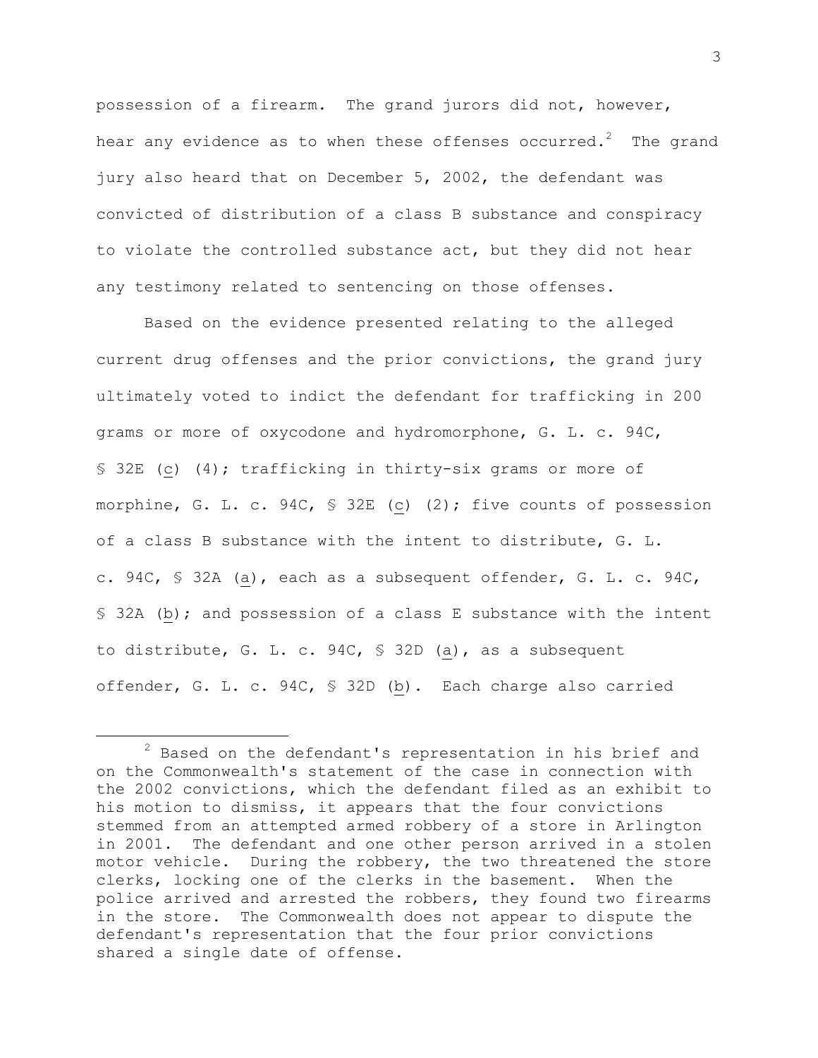possession of a firearm. The grand jurors did not, however, hear any evidence as to when these offenses occurred.[2] The grand jury also heard that on December 5, 2002, the defendant was convicted of distribution of a class B substance and conspiracy to violate the controlled substance act, but they did not hear any testimony related to sentencing on those offenses.

Based on the evidence presented relating to the alleged current drug offenses and the prior convictions, the grand jury ultimately voted to indict the defendant for trafficking in 200 grams or more of oxycodone and hydromorphone, G. L. c. 94C, § 32E (c) (4); trafficking in thirty-six grams or more of morphine, G. L. c. 94C, § 32E (c) (2); five counts of possession of a class B substance with the intent to distribute, G. L. c. 94C, § 32A (a), each as a subsequent offender, G. L. c. 94C, § 32A (b); and possession of a class E substance with the intent to distribute, G. L. c. 94C, § 32D (a), as a subsequent offender, G. L. c. 94C, § 32D (b). Each charge also carried

---

[2] Based on the defendant's representation in his brief and on the Commonwealth's statement of the case in connection with the 2002 convictions, which the defendant filed as an exhibit to his motion to dismiss, it appears that the four convictions stemmed from an attempted armed robbery of a store in Arlington in 2001. The defendant and one other person arrived in a stolen motor vehicle. During the robbery, the two threatened the store clerks, locking one of the clerks in the basement. When the police arrived and arrested the robbers, they found two firearms in the store. The Commonwealth does not appear to dispute the defendant's representation that the four prior convictions shared a single date of offense.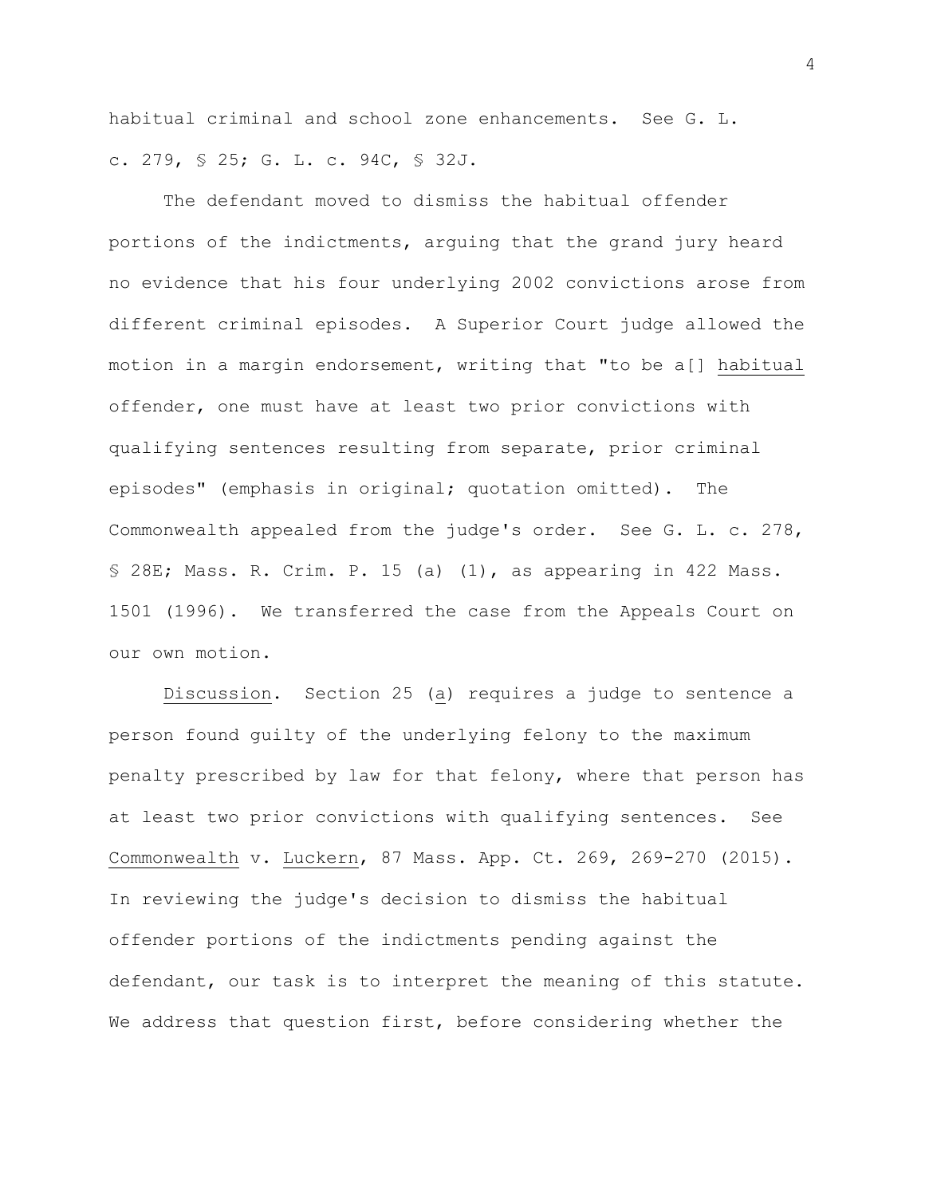habitual criminal and school zone enhancements. See G. L. c. 279, § 25; G. L. c. 94C, § 32J.

The defendant moved to dismiss the habitual offender portions of the indictments, arguing that the grand jury heard no evidence that his four underlying 2002 convictions arose from different criminal episodes. A Superior Court judge allowed the motion in a margin endorsement, writing that "to be a[] _habitual_ offender, one must have at least two prior convictions with qualifying sentences resulting from separate, prior criminal episodes" (emphasis in original; quotation omitted). The Commonwealth appealed from the judge's order. See G. L. c. 278, § 28E; Mass. R. Crim. P. 15 (a) (1), as appearing in 422 Mass. 1501 (1996). We transferred the case from the Appeals Court on our own motion.

_Discussion_. Section 25 (_a_) requires a judge to sentence a person found guilty of the underlying felony to the maximum penalty prescribed by law for that felony, where that person has at least two prior convictions with qualifying sentences. See _Commonwealth_ v. _Luckern_, 87 Mass. App. Ct. 269, 269-270 (2015). In reviewing the judge's decision to dismiss the habitual offender portions of the indictments pending against the defendant, our task is to interpret the meaning of this statute. We address that question first, before considering whether the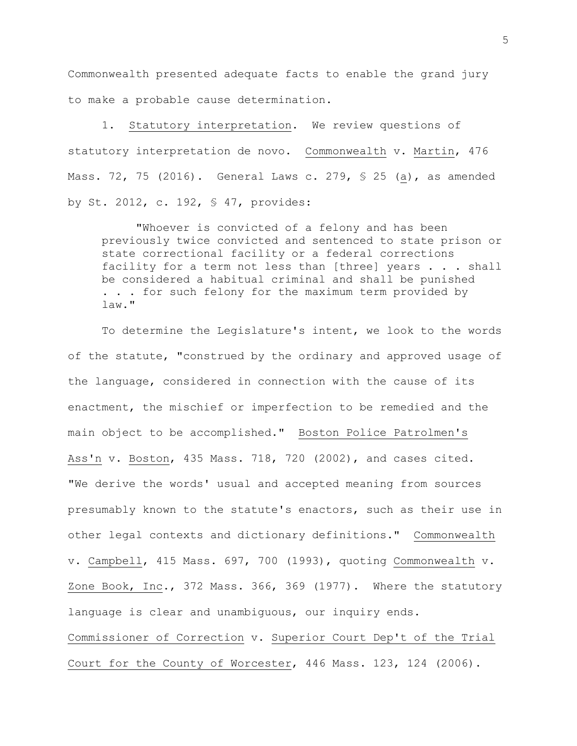Commonwealth presented adequate facts to enable the grand jury to make a probable cause determination.

1. Statutory interpretation. We review questions of statutory interpretation de novo. Commonwealth v. Martin, 476 Mass. 72, 75 (2016). General Laws c. 279, § 25 (a), as amended by St. 2012, c. 192, § 47, provides:

> "Whoever is convicted of a felony and has been previously twice convicted and sentenced to state prison or state correctional facility or a federal corrections facility for a term not less than [three] years . . . shall be considered a habitual criminal and shall be punished . . . for such felony for the maximum term provided by law."

To determine the Legislature's intent, we look to the words of the statute, "construed by the ordinary and approved usage of the language, considered in connection with the cause of its enactment, the mischief or imperfection to be remedied and the main object to be accomplished." Boston Police Patrolmen's Ass'n v. Boston, 435 Mass. 718, 720 (2002), and cases cited. "We derive the words' usual and accepted meaning from sources presumably known to the statute's enactors, such as their use in other legal contexts and dictionary definitions." Commonwealth v. Campbell, 415 Mass. 697, 700 (1993), quoting Commonwealth v. Zone Book, Inc., 372 Mass. 366, 369 (1977). Where the statutory language is clear and unambiguous, our inquiry ends. Commissioner of Correction v. Superior Court Dep't of the Trial Court for the County of Worcester, 446 Mass. 123, 124 (2006).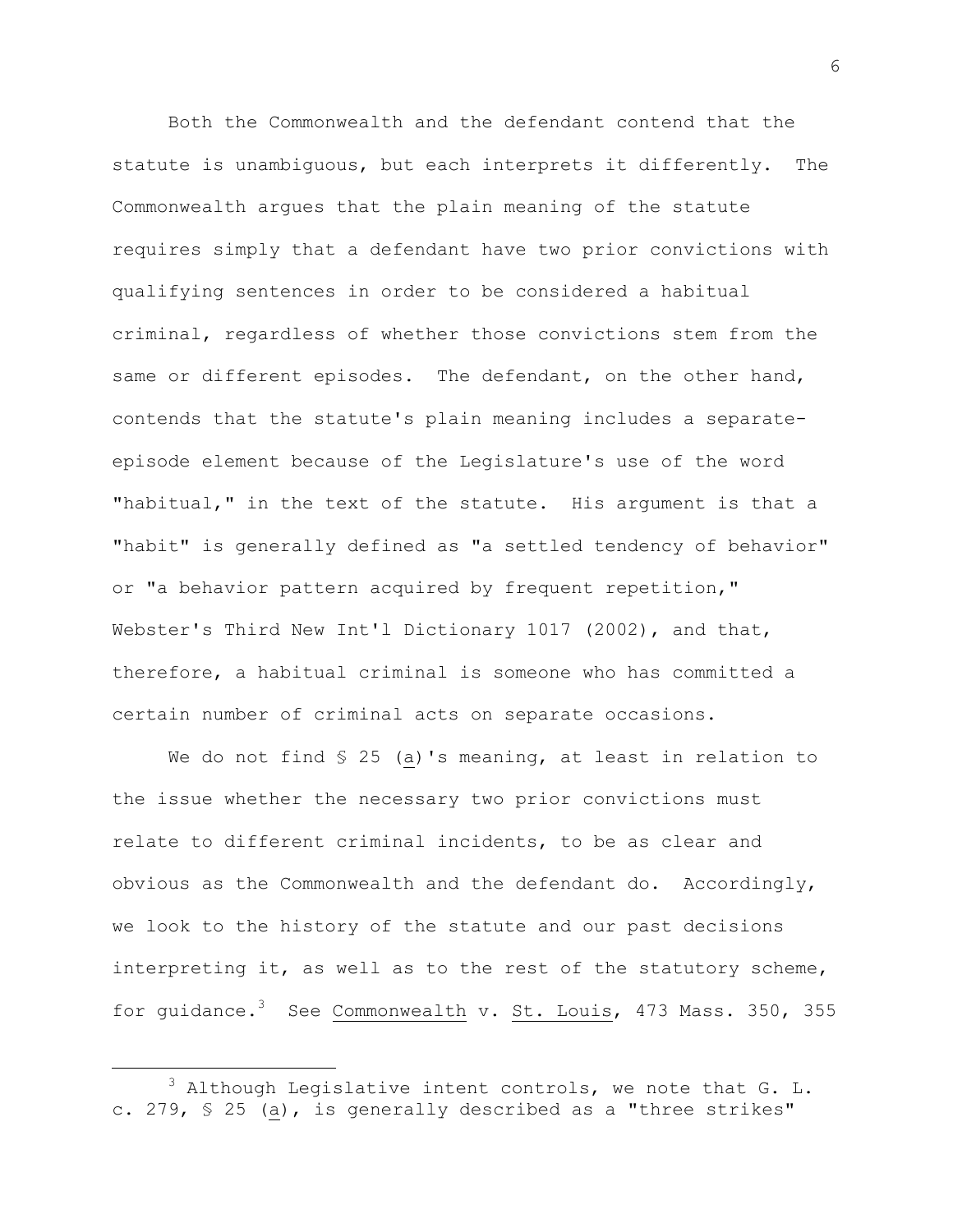Both the Commonwealth and the defendant contend that the statute is unambiguous, but each interprets it differently. The Commonwealth argues that the plain meaning of the statute requires simply that a defendant have two prior convictions with qualifying sentences in order to be considered a habitual criminal, regardless of whether those convictions stem from the same or different episodes. The defendant, on the other hand, contends that the statute's plain meaning includes a separate-episode element because of the Legislature's use of the word "habitual," in the text of the statute. His argument is that a "habit" is generally defined as "a settled tendency of behavior" or "a behavior pattern acquired by frequent repetition," Webster's Third New Int'l Dictionary 1017 (2002), and that, therefore, a habitual criminal is someone who has committed a certain number of criminal acts on separate occasions.

We do not find § 25 (a)'s meaning, at least in relation to the issue whether the necessary two prior convictions must relate to different criminal incidents, to be as clear and obvious as the Commonwealth and the defendant do. Accordingly, we look to the history of the statute and our past decisions interpreting it, as well as to the rest of the statutory scheme, for guidance.[3] See Commonwealth v. St. Louis, 473 Mass. 350, 355

[3] Although Legislative intent controls, we note that G. L. c. 279, § 25 (a), is generally described as a "three strikes"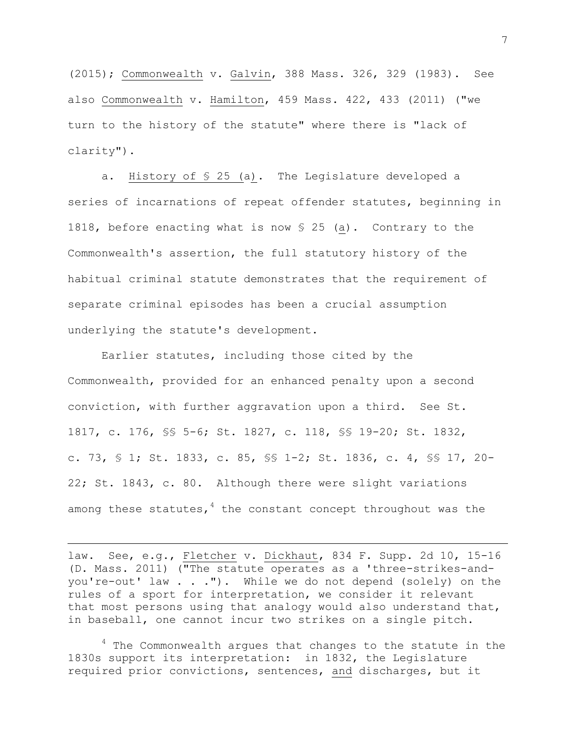(2015); Commonwealth v. Galvin, 388 Mass. 326, 329 (1983). See also Commonwealth v. Hamilton, 459 Mass. 422, 433 (2011) ("we turn to the history of the statute" where there is "lack of clarity").

a. History of § 25 (a). The Legislature developed a series of incarnations of repeat offender statutes, beginning in 1818, before enacting what is now § 25 (a). Contrary to the Commonwealth's assertion, the full statutory history of the habitual criminal statute demonstrates that the requirement of separate criminal episodes has been a crucial assumption underlying the statute's development.

Earlier statutes, including those cited by the Commonwealth, provided for an enhanced penalty upon a second conviction, with further aggravation upon a third. See St. 1817, c. 176, §§ 5-6; St. 1827, c. 118, §§ 19-20; St. 1832, c. 73, § 1; St. 1833, c. 85, §§ 1-2; St. 1836, c. 4, §§ 17, 20-22; St. 1843, c. 80. Although there were slight variations among these statutes,[4] the constant concept throughout was the

---

law. See, e.g., Fletcher v. Dickhaut, 834 F. Supp. 2d 10, 15-16 (D. Mass. 2011) ("The statute operates as a 'three-strikes-and-you're-out' law . . ."). While we do not depend (solely) on the rules of a sport for interpretation, we consider it relevant that most persons using that analogy would also understand that, in baseball, one cannot incur two strikes on a single pitch.

[4] The Commonwealth argues that changes to the statute in the 1830s support its interpretation: in 1832, the Legislature required prior convictions, sentences, and discharges, but it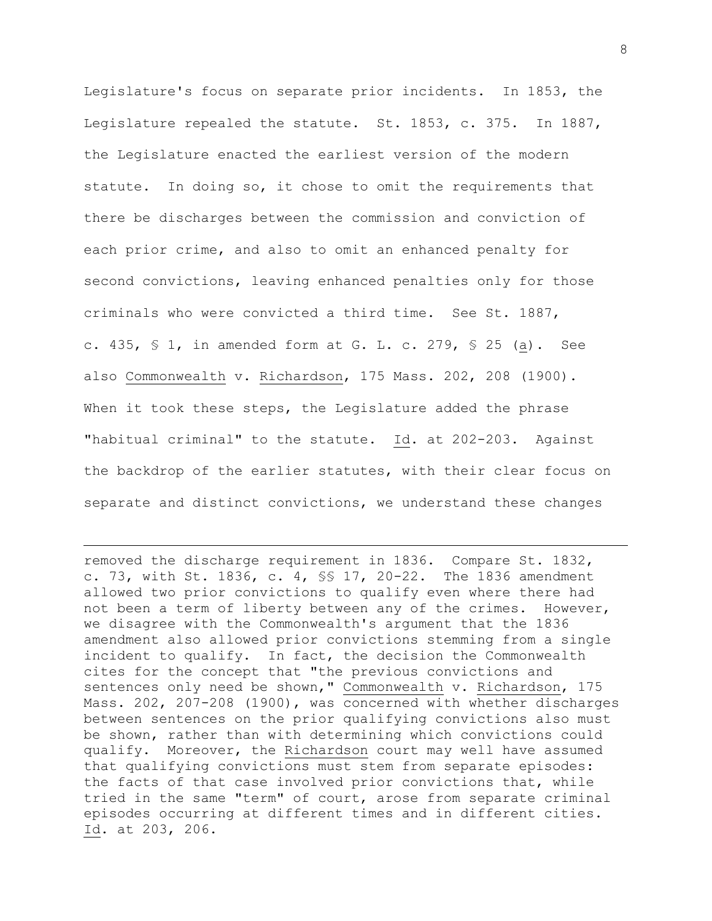Legislature's focus on separate prior incidents. In 1853, the Legislature repealed the statute. St. 1853, c. 375. In 1887, the Legislature enacted the earliest version of the modern statute. In doing so, it chose to omit the requirements that there be discharges between the commission and conviction of each prior crime, and also to omit an enhanced penalty for second convictions, leaving enhanced penalties only for those criminals who were convicted a third time. See St. 1887, c. 435, § 1, in amended form at G. L. c. 279, § 25 (a). See also Commonwealth v. Richardson, 175 Mass. 202, 208 (1900). When it took these steps, the Legislature added the phrase "habitual criminal" to the statute. Id. at 202-203. Against the backdrop of the earlier statutes, with their clear focus on separate and distinct convictions, we understand these changes

---

removed the discharge requirement in 1836. Compare St. 1832, c. 73, with St. 1836, c. 4, §§ 17, 20-22. The 1836 amendment allowed two prior convictions to qualify even where there had not been a term of liberty between any of the crimes. However, we disagree with the Commonwealth's argument that the 1836 amendment also allowed prior convictions stemming from a single incident to qualify. In fact, the decision the Commonwealth cites for the concept that "the previous convictions and sentences only need be shown," Commonwealth v. Richardson, 175 Mass. 202, 207-208 (1900), was concerned with whether discharges between sentences on the prior qualifying convictions also must be shown, rather than with determining which convictions could qualify. Moreover, the Richardson court may well have assumed that qualifying convictions must stem from separate episodes: the facts of that case involved prior convictions that, while tried in the same "term" of court, arose from separate criminal episodes occurring at different times and in different cities. Id. at 203, 206.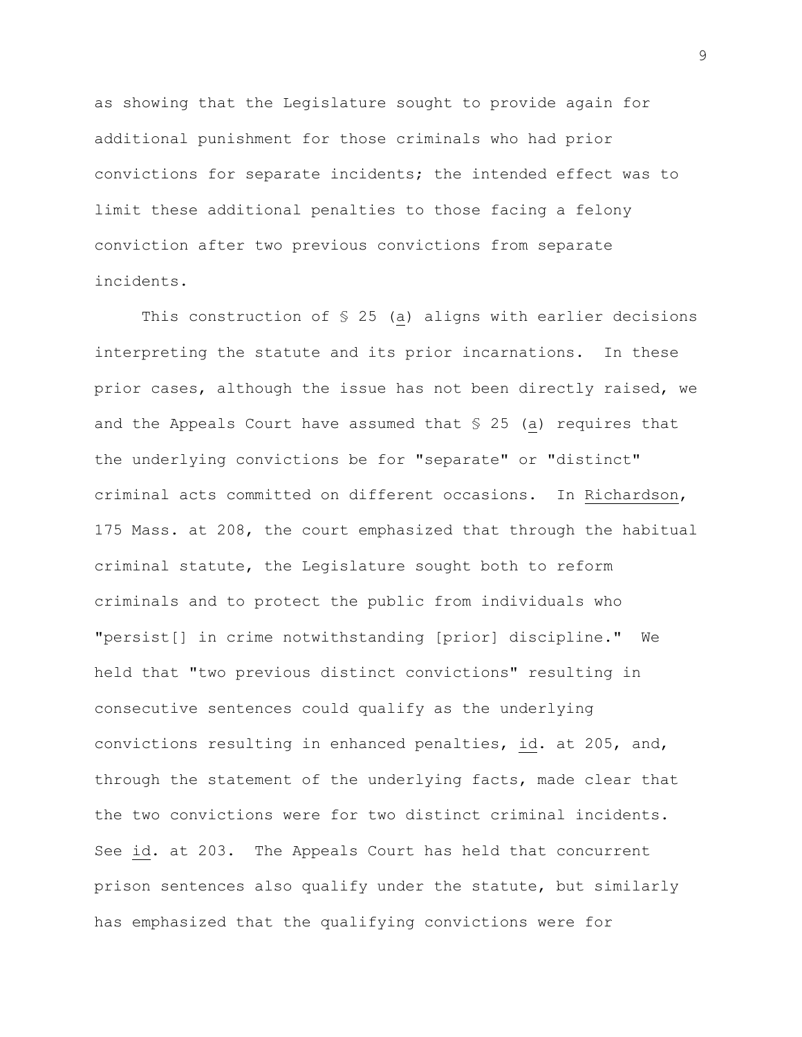as showing that the Legislature sought to provide again for additional punishment for those criminals who had prior convictions for separate incidents; the intended effect was to limit these additional penalties to those facing a felony conviction after two previous convictions from separate incidents.

This construction of § 25 (a) aligns with earlier decisions interpreting the statute and its prior incarnations. In these prior cases, although the issue has not been directly raised, we and the Appeals Court have assumed that § 25 (a) requires that the underlying convictions be for "separate" or "distinct" criminal acts committed on different occasions. In Richardson, 175 Mass. at 208, the court emphasized that through the habitual criminal statute, the Legislature sought both to reform criminals and to protect the public from individuals who "persist[] in crime notwithstanding [prior] discipline." We held that "two previous distinct convictions" resulting in consecutive sentences could qualify as the underlying convictions resulting in enhanced penalties, id. at 205, and, through the statement of the underlying facts, made clear that the two convictions were for two distinct criminal incidents. See id. at 203. The Appeals Court has held that concurrent prison sentences also qualify under the statute, but similarly has emphasized that the qualifying convictions were for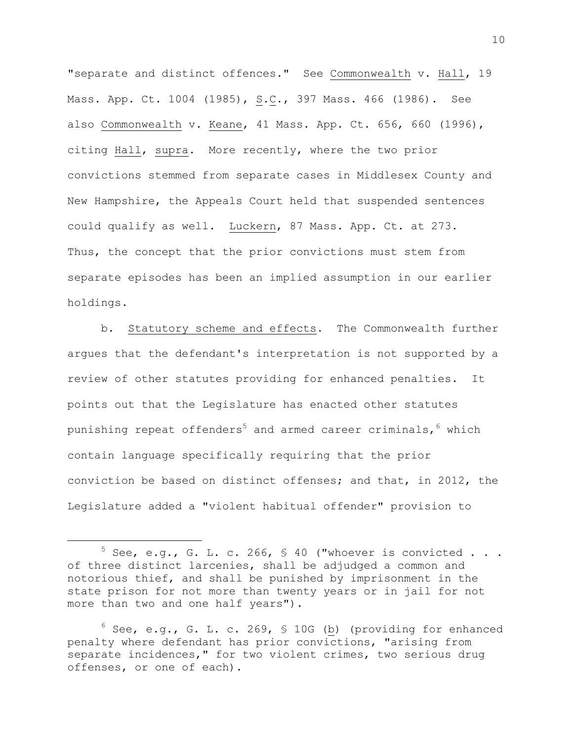"separate and distinct offences." See Commonwealth v. Hall, 19 Mass. App. Ct. 1004 (1985), S.C., 397 Mass. 466 (1986). See also Commonwealth v. Keane, 41 Mass. App. Ct. 656, 660 (1996), citing Hall, supra. More recently, where the two prior convictions stemmed from separate cases in Middlesex County and New Hampshire, the Appeals Court held that suspended sentences could qualify as well. Luckern, 87 Mass. App. Ct. at 273. Thus, the concept that the prior convictions must stem from separate episodes has been an implied assumption in our earlier holdings.

b. Statutory scheme and effects. The Commonwealth further argues that the defendant's interpretation is not supported by a review of other statutes providing for enhanced penalties. It points out that the Legislature has enacted other statutes punishing repeat offenders[5] and armed career criminals,[6] which contain language specifically requiring that the prior conviction be based on distinct offenses; and that, in 2012, the Legislature added a "violent habitual offender" provision to

---

[5] See, e.g., G. L. c. 266, § 40 ("whoever is convicted . . . of three distinct larcenies, shall be adjudged a common and notorious thief, and shall be punished by imprisonment in the state prison for not more than twenty years or in jail for not more than two and one half years").

[6] See, e.g., G. L. c. 269, § 10G (b) (providing for enhanced penalty where defendant has prior convictions, "arising from separate incidences," for two violent crimes, two serious drug offenses, or one of each).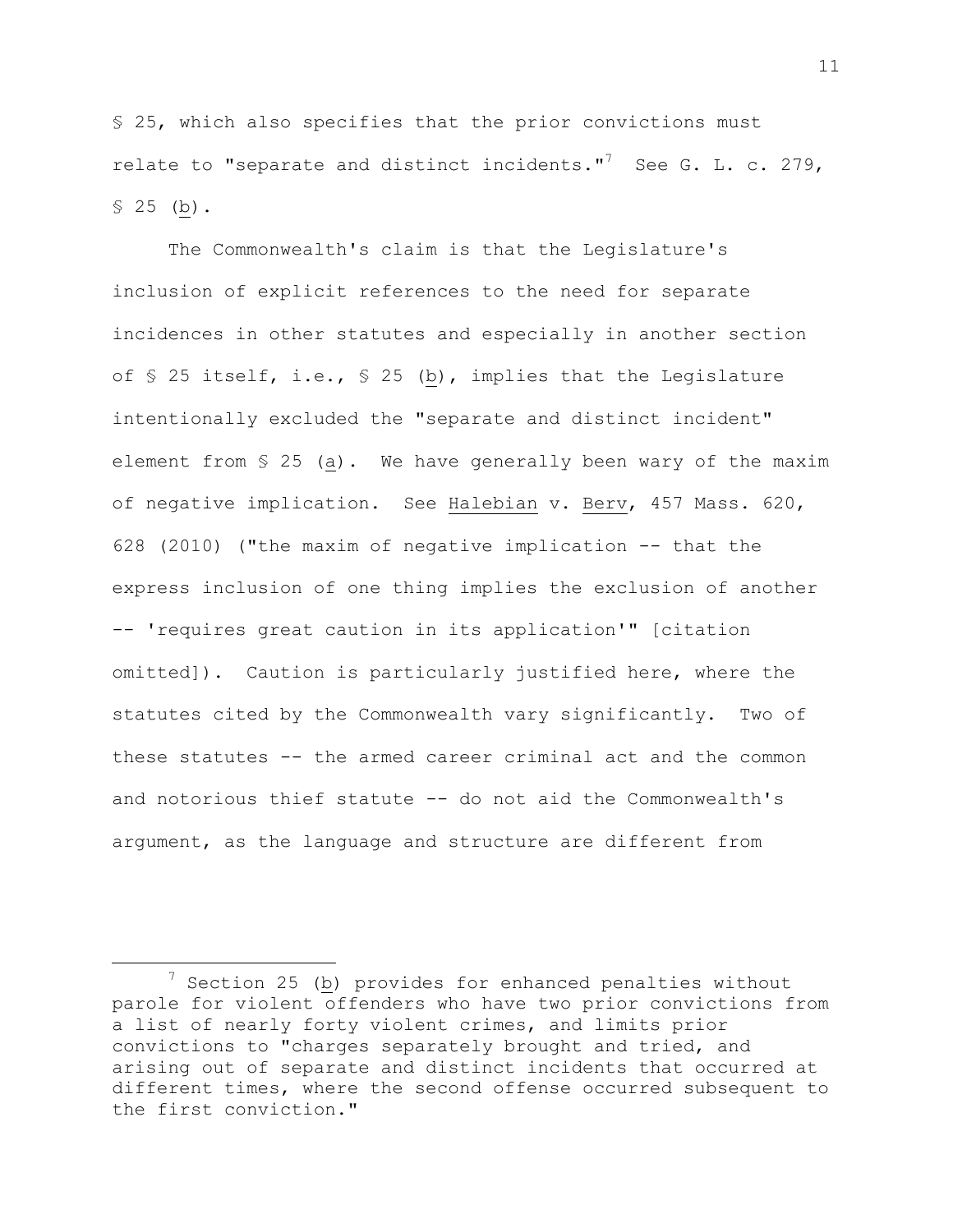§ 25, which also specifies that the prior convictions must relate to "separate and distinct incidents."[7] See G. L. c. 279, § 25 (b).

The Commonwealth's claim is that the Legislature's inclusion of explicit references to the need for separate incidences in other statutes and especially in another section of § 25 itself, i.e., § 25 (b), implies that the Legislature intentionally excluded the "separate and distinct incident" element from § 25 (a). We have generally been wary of the maxim of negative implication. See Halebian v. Berv, 457 Mass. 620, 628 (2010) ("the maxim of negative implication -- that the express inclusion of one thing implies the exclusion of another -- 'requires great caution in its application'" [citation omitted]). Caution is particularly justified here, where the statutes cited by the Commonwealth vary significantly. Two of these statutes -- the armed career criminal act and the common and notorious thief statute -- do not aid the Commonwealth's argument, as the language and structure are different from

---

[7] Section 25 (b) provides for enhanced penalties without parole for violent offenders who have two prior convictions from a list of nearly forty violent crimes, and limits prior convictions to "charges separately brought and tried, and arising out of separate and distinct incidents that occurred at different times, where the second offense occurred subsequent to the first conviction."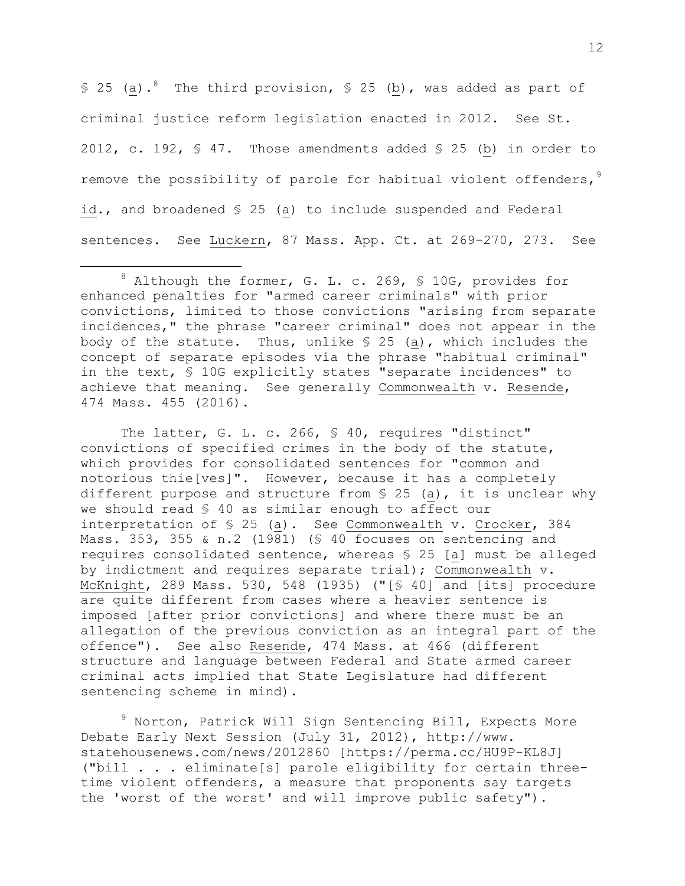§ 25 (a).[8] The third provision, § 25 (b), was added as part of criminal justice reform legislation enacted in 2012. See St. 2012, c. 192, § 47. Those amendments added § 25 (b) in order to remove the possibility of parole for habitual violent offenders,[9] id., and broadened § 25 (a) to include suspended and Federal sentences. See Luckern, 87 Mass. App. Ct. at 269-270, 273. See

---

[8] Although the former, G. L. c. 269, § 10G, provides for enhanced penalties for "armed career criminals" with prior convictions, limited to those convictions "arising from separate incidences," the phrase "career criminal" does not appear in the body of the statute. Thus, unlike § 25 (a), which includes the concept of separate episodes via the phrase "habitual criminal" in the text, § 10G explicitly states "separate incidences" to achieve that meaning. See generally Commonwealth v. Resende, 474 Mass. 455 (2016).

The latter, G. L. c. 266, § 40, requires "distinct" convictions of specified crimes in the body of the statute, which provides for consolidated sentences for "common and notorious thie[ves]". However, because it has a completely different purpose and structure from § 25 (a), it is unclear why we should read § 40 as similar enough to affect our interpretation of § 25 (a). See Commonwealth v. Crocker, 384 Mass. 353, 355 & n.2 (1981) (§ 40 focuses on sentencing and requires consolidated sentence, whereas § 25 [a] must be alleged by indictment and requires separate trial); Commonwealth v. McKnight, 289 Mass. 530, 548 (1935) ("[§ 40] and [its] procedure are quite different from cases where a heavier sentence is imposed [after prior convictions] and where there must be an allegation of the previous conviction as an integral part of the offence"). See also Resende, 474 Mass. at 466 (different structure and language between Federal and State armed career criminal acts implied that State Legislature had different sentencing scheme in mind).

[9] Norton, Patrick Will Sign Sentencing Bill, Expects More Debate Early Next Session (July 31, 2012), http://www.statehousenews.com/news/2012860 [https://perma.cc/HU9P-KL8J] ("bill . . . eliminate[s] parole eligibility for certain three-time violent offenders, a measure that proponents say targets the 'worst of the worst' and will improve public safety").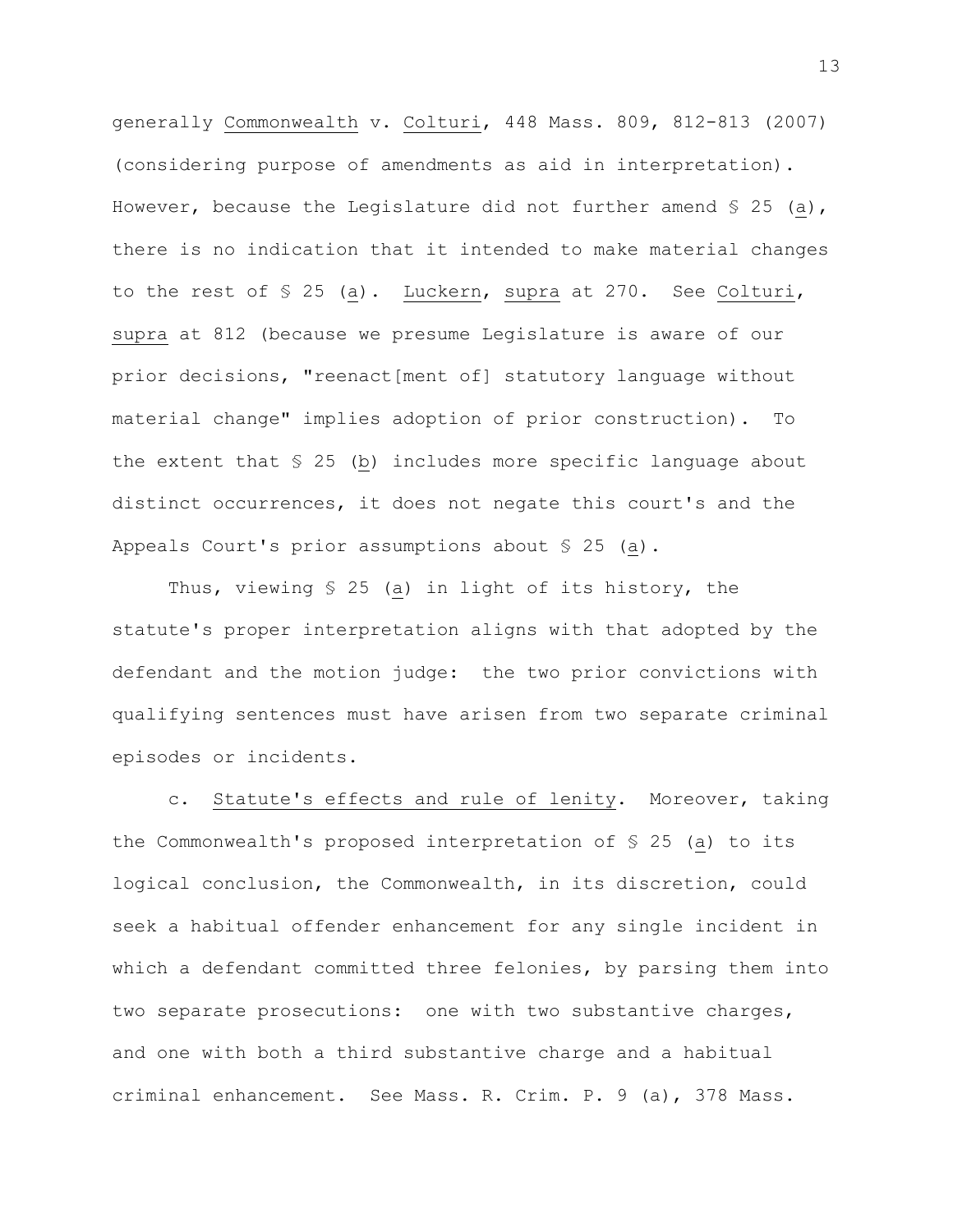generally Commonwealth v. Colturi, 448 Mass. 809, 812-813 (2007) (considering purpose of amendments as aid in interpretation). However, because the Legislature did not further amend § 25 (a), there is no indication that it intended to make material changes to the rest of § 25 (a). Luckern, supra at 270. See Colturi, supra at 812 (because we presume Legislature is aware of our prior decisions, "reenact[ment of] statutory language without material change" implies adoption of prior construction). To the extent that § 25 (b) includes more specific language about distinct occurrences, it does not negate this court's and the Appeals Court's prior assumptions about § 25 (a).

Thus, viewing § 25 (a) in light of its history, the statute's proper interpretation aligns with that adopted by the defendant and the motion judge: the two prior convictions with qualifying sentences must have arisen from two separate criminal episodes or incidents.

c. Statute's effects and rule of lenity. Moreover, taking the Commonwealth's proposed interpretation of § 25 (a) to its logical conclusion, the Commonwealth, in its discretion, could seek a habitual offender enhancement for any single incident in which a defendant committed three felonies, by parsing them into two separate prosecutions: one with two substantive charges, and one with both a third substantive charge and a habitual criminal enhancement. See Mass. R. Crim. P. 9 (a), 378 Mass.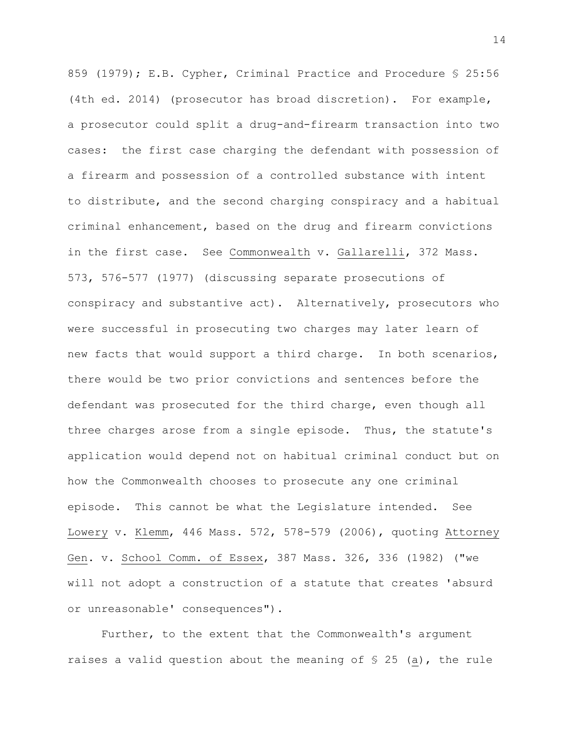859 (1979); E.B. Cypher, Criminal Practice and Procedure § 25:56 (4th ed. 2014) (prosecutor has broad discretion). For example, a prosecutor could split a drug-and-firearm transaction into two cases: the first case charging the defendant with possession of a firearm and possession of a controlled substance with intent to distribute, and the second charging conspiracy and a habitual criminal enhancement, based on the drug and firearm convictions in the first case. See Commonwealth v. Gallarelli, 372 Mass. 573, 576-577 (1977) (discussing separate prosecutions of conspiracy and substantive act). Alternatively, prosecutors who were successful in prosecuting two charges may later learn of new facts that would support a third charge. In both scenarios, there would be two prior convictions and sentences before the defendant was prosecuted for the third charge, even though all three charges arose from a single episode. Thus, the statute's application would depend not on habitual criminal conduct but on how the Commonwealth chooses to prosecute any one criminal episode. This cannot be what the Legislature intended. See Lowery v. Klemm, 446 Mass. 572, 578-579 (2006), quoting Attorney Gen. v. School Comm. of Essex, 387 Mass. 326, 336 (1982) ("we will not adopt a construction of a statute that creates 'absurd or unreasonable' consequences").

Further, to the extent that the Commonwealth's argument raises a valid question about the meaning of § 25 (a), the rule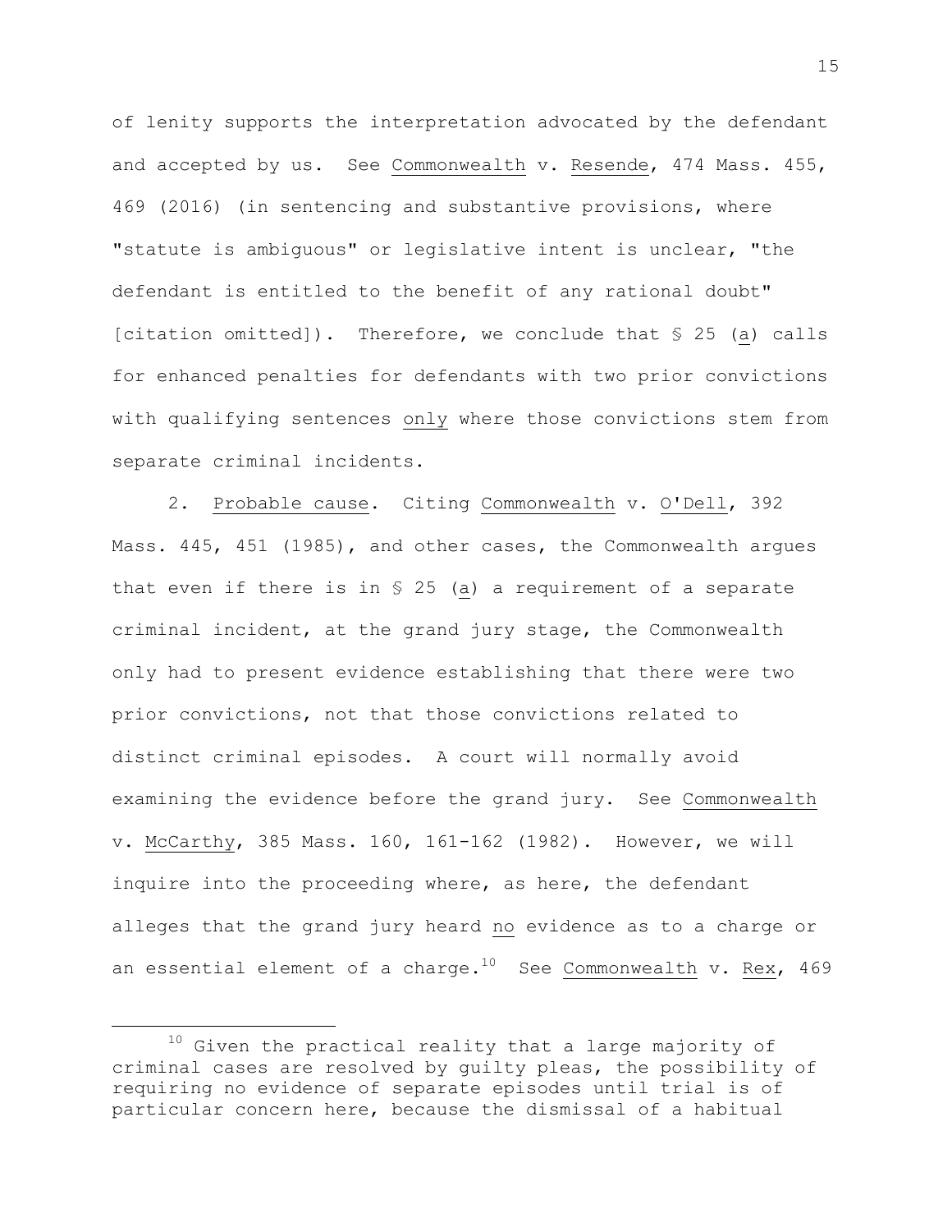of lenity supports the interpretation advocated by the defendant and accepted by us. See Commonwealth v. Resende, 474 Mass. 455, 469 (2016) (in sentencing and substantive provisions, where "statute is ambiguous" or legislative intent is unclear, "the defendant is entitled to the benefit of any rational doubt" [citation omitted]). Therefore, we conclude that § 25 (a) calls for enhanced penalties for defendants with two prior convictions with qualifying sentences only where those convictions stem from separate criminal incidents.

2. Probable cause. Citing Commonwealth v. O'Dell, 392 Mass. 445, 451 (1985), and other cases, the Commonwealth argues that even if there is in § 25 (a) a requirement of a separate criminal incident, at the grand jury stage, the Commonwealth only had to present evidence establishing that there were two prior convictions, not that those convictions related to distinct criminal episodes. A court will normally avoid examining the evidence before the grand jury. See Commonwealth v. McCarthy, 385 Mass. 160, 161-162 (1982). However, we will inquire into the proceeding where, as here, the defendant alleges that the grand jury heard no evidence as to a charge or an essential element of a charge.[10] See Commonwealth v. Rex, 469

[10] Given the practical reality that a large majority of criminal cases are resolved by guilty pleas, the possibility of requiring no evidence of separate episodes until trial is of particular concern here, because the dismissal of a habitual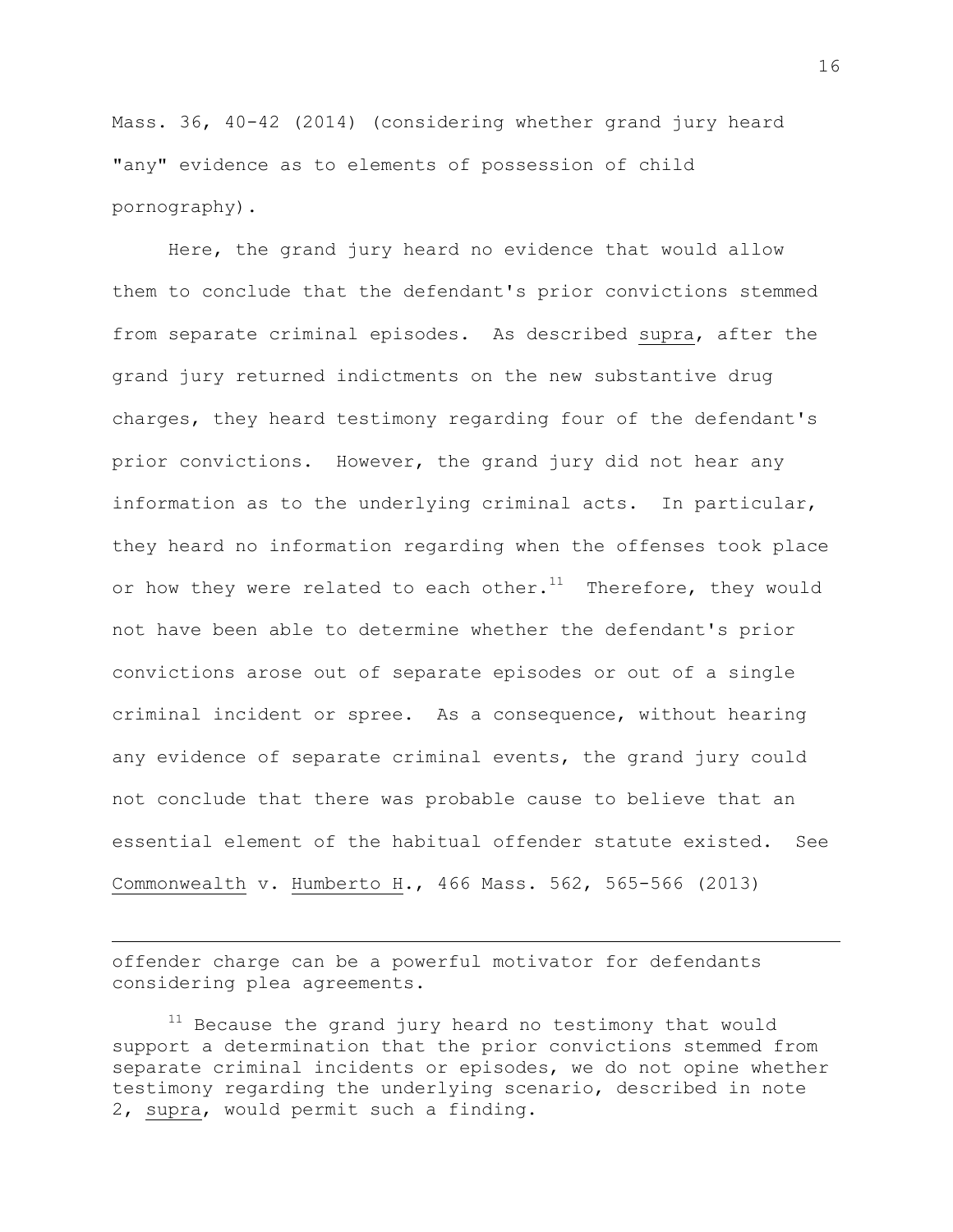Mass. 36, 40-42 (2014) (considering whether grand jury heard "any" evidence as to elements of possession of child pornography).

Here, the grand jury heard no evidence that would allow them to conclude that the defendant's prior convictions stemmed from separate criminal episodes. As described supra, after the grand jury returned indictments on the new substantive drug charges, they heard testimony regarding four of the defendant's prior convictions. However, the grand jury did not hear any information as to the underlying criminal acts. In particular, they heard no information regarding when the offenses took place or how they were related to each other.[11] Therefore, they would not have been able to determine whether the defendant's prior convictions arose out of separate episodes or out of a single criminal incident or spree. As a consequence, without hearing any evidence of separate criminal events, the grand jury could not conclude that there was probable cause to believe that an essential element of the habitual offender statute existed. See Commonwealth v. Humberto H., 466 Mass. 562, 565-566 (2013)

---

offender charge can be a powerful motivator for defendants considering plea agreements.

[11] Because the grand jury heard no testimony that would support a determination that the prior convictions stemmed from separate criminal incidents or episodes, we do not opine whether testimony regarding the underlying scenario, described in note 2, supra, would permit such a finding.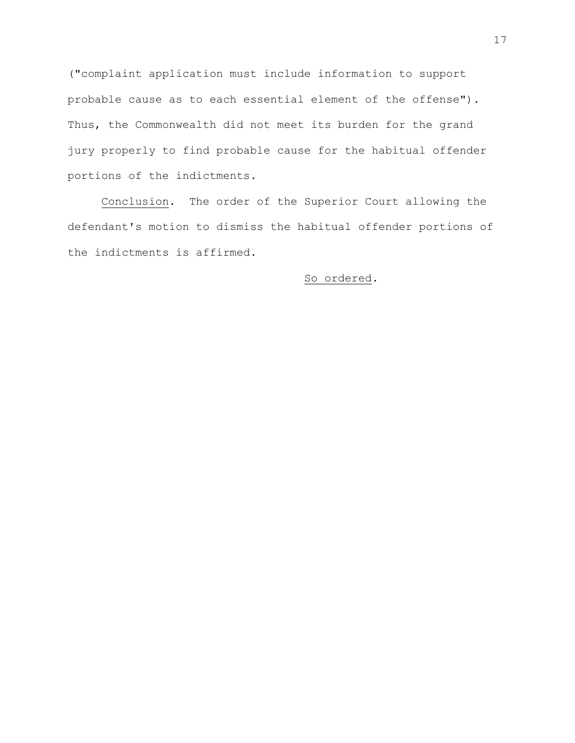("complaint application must include information to support probable cause as to each essential element of the offense"). Thus, the Commonwealth did not meet its burden for the grand jury properly to find probable cause for the habitual offender portions of the indictments.

Conclusion. The order of the Superior Court allowing the defendant's motion to dismiss the habitual offender portions of the indictments is affirmed.

So ordered.